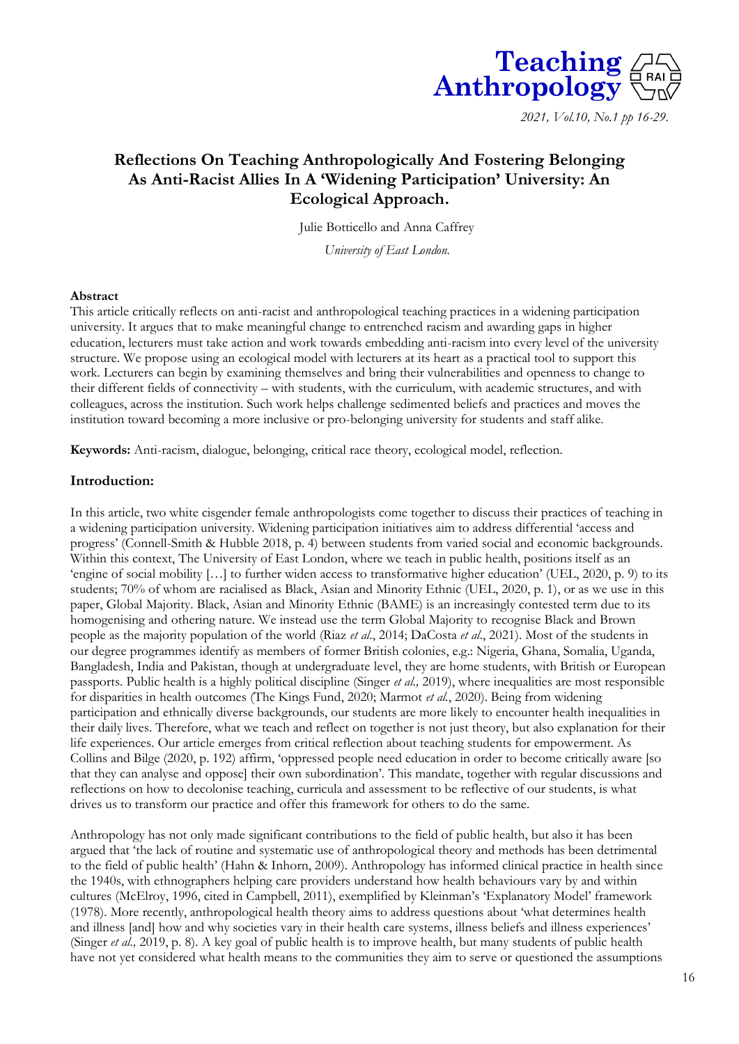# Reflections On Teaching Anthropologically And Fostering Belonging As Anti-Racist Allies In A 'Widening Participation' University: An Ecological Approach.

Julie Botticello and Anna Caffrey

*University of East London.*

**Abstract**

This article critically reflects on anti-racist and anthropological teaching practices in a widening participation university. It argues that to make meaningful change to entrenched racism and awarding gaps in higher education, lecturers must take action and work towards embedding anti-racism into every level of the university structure. We propose using an ecological model with lecturers at its heart as a practical tool to support this work. Lecturers can begin by examining themselves and bring their vulnerabilities and openness to change to their different fields of connectivity – with students, with the curriculum, with academic structures, and with colleagues, across the institution. Such work helps challenge sedimented beliefs and practices and moves the institution toward becoming a more inclusive or pro-belonging university for students and staff alike.

**Keywords:** Anti-racism, dialogue, belonging, critical race theory, ecological model, reflection.

## Introduction:

In this article, two white cisgender female anthropologists come together to discuss their practices of teaching in a widening participation university. Widening participation initiatives aim to address differential 'access and progress' (Connell-Smith & Hubble 2018, p. 4) between students from varied social and economic backgrounds. Within this context, The University of East London, where we teach in public health, positions itself as an 'engine of social mobility […] to further widen access to transformative higher education' (UEL, 2020, p. 9) to its students; 70% of whom are racialised as Black, Asian and Minority Ethnic (UEL, 2020, p. 1), or as we use in this paper, Global Majority. Black, Asian and Minority Ethnic (BAME) is an increasingly contested term due to its homogenising and othering nature. We instead use the term Global Majority to recognise Black and Brown people as the majority population of the world (Riaz *et al.*, 2014; DaCosta *et al.*, 2021). Most of the students in our degree programmes identify as members of former British colonies, e.g.: Nigeria, Ghana, Somalia, Uganda, Bangladesh, India and Pakistan, though at undergraduate level, they are home students, with British or European passports. Public health is a highly political discipline (Singer *et al.,* 2019), where inequalities are most responsible for disparities in health outcomes (The Kings Fund, 2020; Marmot *et al.*, 2020). Being from widening participation and ethnically diverse backgrounds, our students are more likely to encounter health inequalities in their daily lives. Therefore, what we teach and reflect on together is not just theory, but also explanation for their life experiences. Our article emerges from critical reflection about teaching students for empowerment. As Collins and Bilge (2020, p. 192) affirm, 'oppressed people need education in order to become critically aware [so that they can analyse and oppose] their own subordination'. This mandate, together with regular discussions and reflections on how to decolonise teaching, curricula and assessment to be reflective of our students, is what drives us to transform our practice and offer this framework for others to do the same.

Anthropology has not only made significant contributions to the field of public health, but also it has been argued that 'the lack of routine and systematic use of anthropological theory and methods has been detrimental to the field of public health' (Hahn & Inhorn, 2009). Anthropology has informed clinical practice in health since the 1940s, with ethnographers helping care providers understand how health behaviours vary by and within cultures (McElroy, 1996, cited in Campbell, 2011), exemplified by Kleinman's 'Explanatory Model' framework (1978). More recently, anthropological health theory aims to address questions about 'what determines health and illness [and] how and why societies vary in their health care systems, illness beliefs and illness experiences' (Singer *et al.,* 2019, p. 8). A key goal of public health is to improve health, but many students of public health have not yet considered what health means to the communities they aim to serve or questioned the assumptions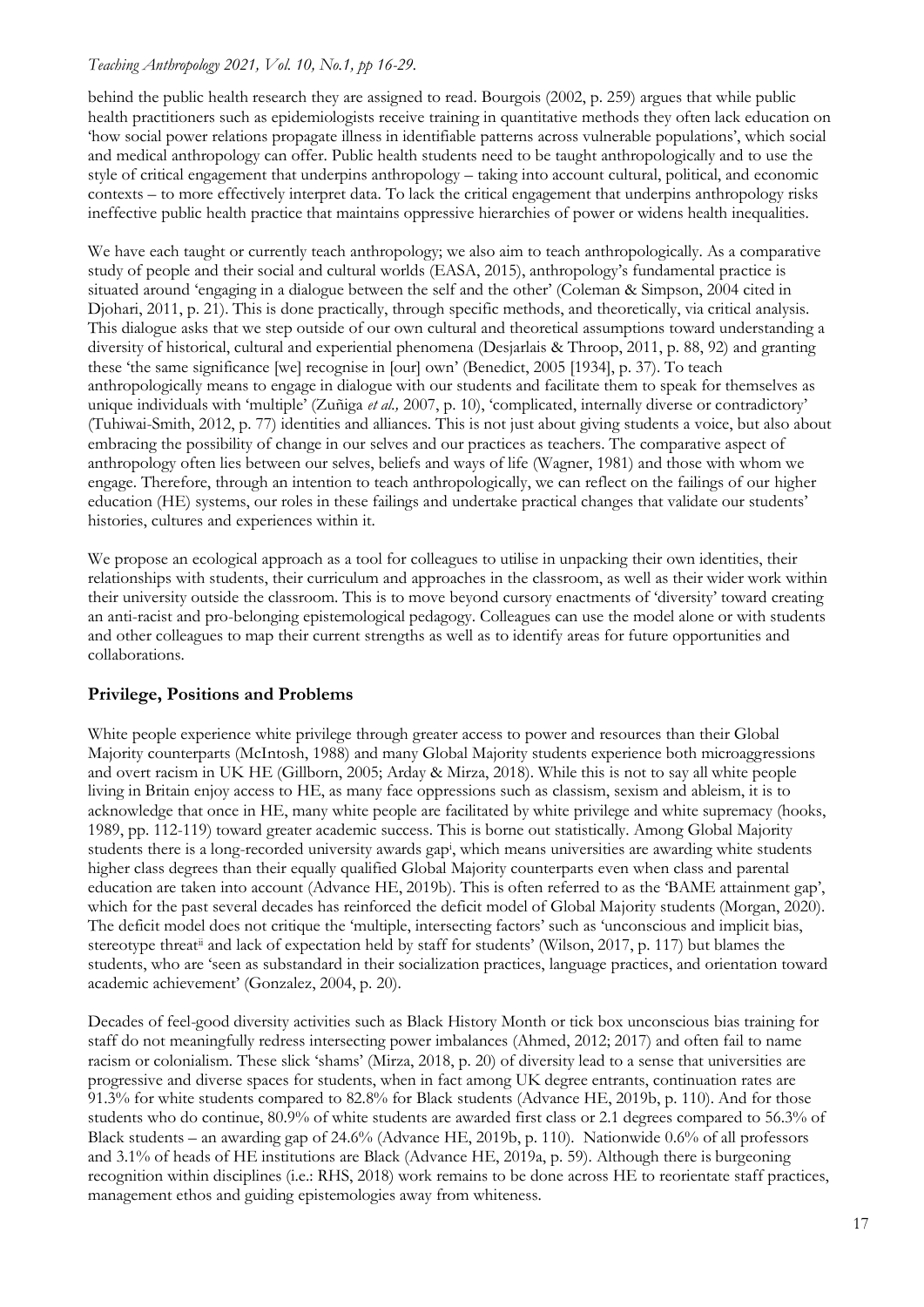behind the public health research they are assigned to read. Bourgois (2002, p. 259) argues that while public health practitioners such as epidemiologists receive training in quantitative methods they often lack education on 'how social power relations propagate illness in identifiable patterns across vulnerable populations', which social and medical anthropology can offer. Public health students need to be taught anthropologically and to use the style of critical engagement that underpins anthropology – taking into account cultural, political, and economic contexts – to more effectively interpret data. To lack the critical engagement that underpins anthropology risks ineffective public health practice that maintains oppressive hierarchies of power or widens health inequalities.

We have each taught or currently teach anthropology; we also aim to teach anthropologically. As a comparative study of people and their social and cultural worlds (EASA, 2015), anthropology's fundamental practice is situated around 'engaging in a dialogue between the self and the other' (Coleman & Simpson, 2004 cited in Djohari, 2011, p. 21). This is done practically, through specific methods, and theoretically, via critical analysis. This dialogue asks that we step outside of our own cultural and theoretical assumptions toward understanding a diversity of historical, cultural and experiential phenomena (Desjarlais & Throop, 2011, p. 88, 92) and granting these 'the same significance [we] recognise in [our] own' (Benedict, 2005 [1934], p. 37). To teach anthropologically means to engage in dialogue with our students and facilitate them to speak for themselves as unique individuals with 'multiple' (Zuñiga *et al.,* 2007, p. 10), 'complicated, internally diverse or contradictory' (Tuhiwai-Smith, 2012, p. 77) identities and alliances. This is not just about giving students a voice, but also about embracing the possibility of change in our selves and our practices as teachers. The comparative aspect of anthropology often lies between our selves, beliefs and ways of life (Wagner, 1981) and those with whom we engage. Therefore, through an intention to teach anthropologically, we can reflect on the failings of our higher education (HE) systems, our roles in these failings and undertake practical changes that validate our students' histories, cultures and experiences within it.

We propose an ecological approach as a tool for colleagues to utilise in unpacking their own identities, their relationships with students, their curriculum and approaches in the classroom, as well as their wider work within their university outside the classroom. This is to move beyond cursory enactments of 'diversity' toward creating an anti-racist and pro-belonging epistemological pedagogy. Colleagues can use the model alone or with students and other colleagues to map their current strengths as well as to identify areas for future opportunities and collaborations.

## Privilege, Positions and Problems

White people experience white privilege through greater access to power and resources than their Global Majority counterparts (McIntosh, 1988) and many Global Majority students experience both microaggressions and overt racism in UK HE (Gillborn, 2005; Arday & Mirza, 2018). While this is not to say all white people living in Britain enjoy access to HE, as many face oppressions such as classism, sexism and ableism, it is to acknowledge that once in HE, many white people are facilitated by white privilege and white supremacy (hooks, 1989, pp. 112-119) toward greater academic success. This is borne out statistically. Among Global Majority students there is a long-recorded university awards gap[i], which means universities are awarding white students higher class degrees than their equally qualified Global Majority counterparts even when class and parental education are taken into account (Advance HE, 2019b). This is often referred to as the 'BAME attainment gap', which for the past several decades has reinforced the deficit model of Global Majority students (Morgan, 2020). The deficit model does not critique the 'multiple, intersecting factors' such as 'unconscious and implicit bias, stereotype threat[ii] and lack of expectation held by staff for students' (Wilson, 2017, p. 117) but blames the students, who are 'seen as substandard in their socialization practices, language practices, and orientation toward academic achievement' (Gonzalez, 2004, p. 20).

Decades of feel-good diversity activities such as Black History Month or tick box unconscious bias training for staff do not meaningfully redress intersecting power imbalances (Ahmed, 2012; 2017) and often fail to name racism or colonialism. These slick 'shams' (Mirza, 2018, p. 20) of diversity lead to a sense that universities are progressive and diverse spaces for students, when in fact among UK degree entrants, continuation rates are 91.3% for white students compared to 82.8% for Black students (Advance HE, 2019b, p. 110). And for those students who do continue, 80.9% of white students are awarded first class or 2.1 degrees compared to 56.3% of Black students – an awarding gap of 24.6% (Advance HE, 2019b, p. 110). Nationwide 0.6% of all professors and 3.1% of heads of HE institutions are Black (Advance HE, 2019a, p. 59). Although there is burgeoning recognition within disciplines (i.e.: RHS, 2018) work remains to be done across HE to reorientate staff practices, management ethos and guiding epistemologies away from whiteness.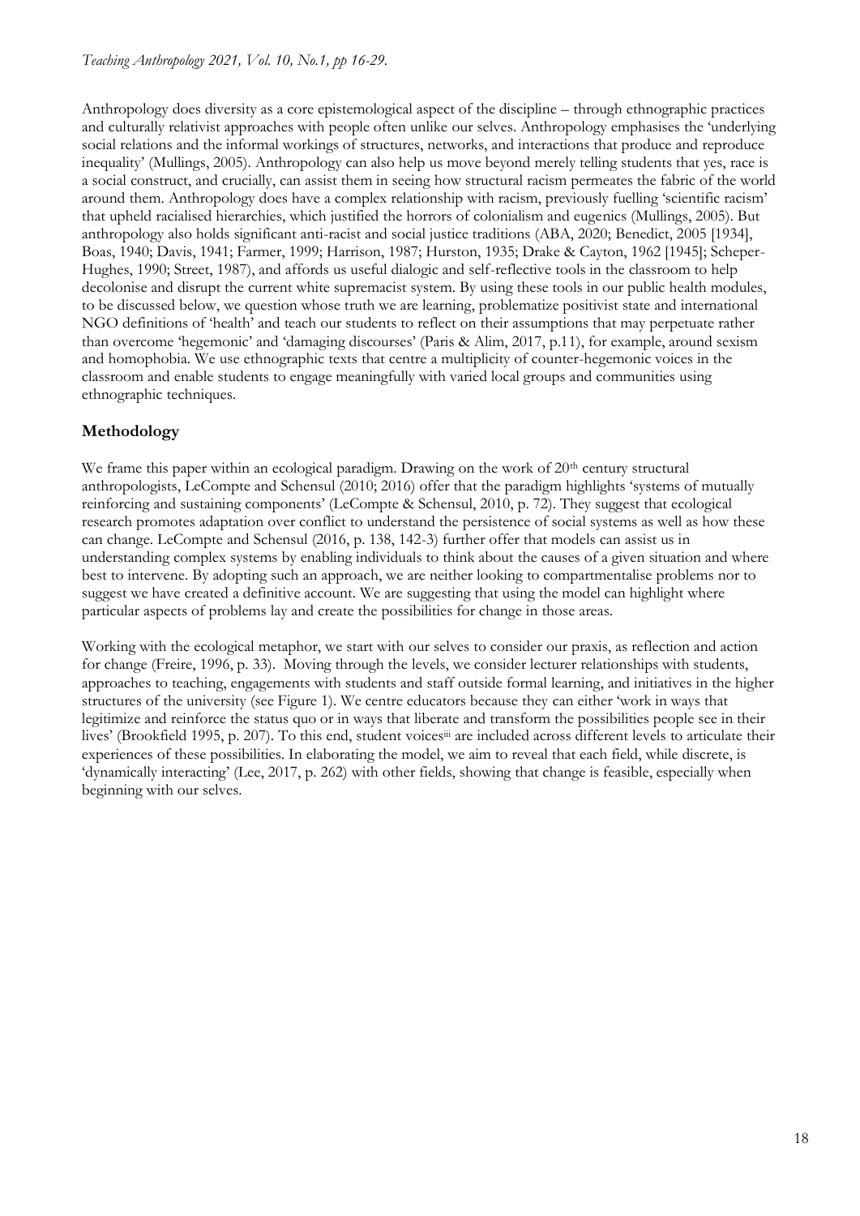Anthropology does diversity as a core epistemological aspect of the discipline – through ethnographic practices and culturally relativist approaches with people often unlike our selves. Anthropology emphasises the 'underlying social relations and the informal workings of structures, networks, and interactions that produce and reproduce inequality' (Mullings, 2005). Anthropology can also help us move beyond merely telling students that yes, race is a social construct, and crucially, can assist them in seeing how structural racism permeates the fabric of the world around them. Anthropology does have a complex relationship with racism, previously fuelling 'scientific racism' that upheld racialised hierarchies, which justified the horrors of colonialism and eugenics (Mullings, 2005). But anthropology also holds significant anti-racist and social justice traditions (ABA, 2020; Benedict, 2005 [1934], Boas, 1940; Davis, 1941; Farmer, 1999; Harrison, 1987; Hurston, 1935; Drake & Cayton, 1962 [1945]; Scheper-Hughes, 1990; Street, 1987), and affords us useful dialogic and self-reflective tools in the classroom to help decolonise and disrupt the current white supremacist system. By using these tools in our public health modules, to be discussed below, we question whose truth we are learning, problematize positivist state and international NGO definitions of 'health' and teach our students to reflect on their assumptions that may perpetuate rather than overcome 'hegemonic' and 'damaging discourses' (Paris & Alim, 2017, p.11), for example, around sexism and homophobia. We use ethnographic texts that centre a multiplicity of counter-hegemonic voices in the classroom and enable students to engage meaningfully with varied local groups and communities using ethnographic techniques.

## Methodology

We frame this paper within an ecological paradigm. Drawing on the work of 20th century structural anthropologists, LeCompte and Schensul (2010; 2016) offer that the paradigm highlights 'systems of mutually reinforcing and sustaining components' (LeCompte & Schensul, 2010, p. 72). They suggest that ecological research promotes adaptation over conflict to understand the persistence of social systems as well as how these can change. LeCompte and Schensul (2016, p. 138, 142-3) further offer that models can assist us in understanding complex systems by enabling individuals to think about the causes of a given situation and where best to intervene. By adopting such an approach, we are neither looking to compartmentalise problems nor to suggest we have created a definitive account. We are suggesting that using the model can highlight where particular aspects of problems lay and create the possibilities for change in those areas.

Working with the ecological metaphor, we start with our selves to consider our praxis, as reflection and action for change (Freire, 1996, p. 33). Moving through the levels, we consider lecturer relationships with students, approaches to teaching, engagements with students and staff outside formal learning, and initiatives in the higher structures of the university (see Figure 1). We centre educators because they can either 'work in ways that legitimize and reinforce the status quo or in ways that liberate and transform the possibilities people see in their lives' (Brookfield 1995, p. 207). To this end, student voices[iii] are included across different levels to articulate their experiences of these possibilities. In elaborating the model, we aim to reveal that each field, while discrete, is 'dynamically interacting' (Lee, 2017, p. 262) with other fields, showing that change is feasible, especially when beginning with our selves.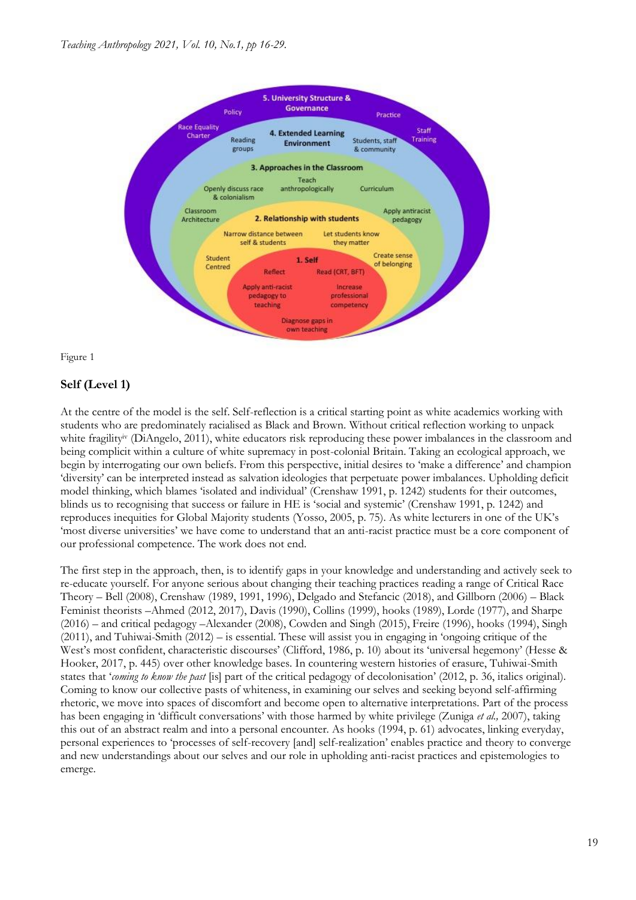Figure 1

## Self (Level 1)

At the centre of the model is the self. Self-reflection is a critical starting point as white academics working with students who are predominately racialised as Black and Brown. Without critical reflection working to unpack white fragility[iv] (DiAngelo, 2011), white educators risk reproducing these power imbalances in the classroom and being complicit within a culture of white supremacy in post-colonial Britain. Taking an ecological approach, we begin by interrogating our own beliefs. From this perspective, initial desires to 'make a difference' and champion 'diversity' can be interpreted instead as salvation ideologies that perpetuate power imbalances. Upholding deficit model thinking, which blames 'isolated and individual' (Crenshaw 1991, p. 1242) students for their outcomes, blinds us to recognising that success or failure in HE is 'social and systemic' (Crenshaw 1991, p. 1242) and reproduces inequities for Global Majority students (Yosso, 2005, p. 75). As white lecturers in one of the UK's 'most diverse universities' we have come to understand that an anti-racist practice must be a core component of our professional competence. The work does not end.

The first step in the approach, then, is to identify gaps in your knowledge and understanding and actively seek to re-educate yourself. For anyone serious about changing their teaching practices reading a range of Critical Race Theory – Bell (2008), Crenshaw (1989, 1991, 1996), Delgado and Stefancic (2018), and Gillborn (2006) – Black Feminist theorists –Ahmed (2012, 2017), Davis (1990), Collins (1999), hooks (1989), Lorde (1977), and Sharpe (2016) – and critical pedagogy –Alexander (2008), Cowden and Singh (2015), Freire (1996), hooks (1994), Singh (2011), and Tuhiwai-Smith (2012) – is essential. These will assist you in engaging in 'ongoing critique of the West's most confident, characteristic discourses' (Clifford, 1986, p. 10) about its 'universal hegemony' (Hesse & Hooker, 2017, p. 445) over other knowledge bases. In countering western histories of erasure, Tuhiwai-Smith states that '*coming to know the past* [is] part of the critical pedagogy of decolonisation' (2012, p. 36, italics original). Coming to know our collective pasts of whiteness, in examining our selves and seeking beyond self-affirming rhetoric, we move into spaces of discomfort and become open to alternative interpretations. Part of the process has been engaging in 'difficult conversations' with those harmed by white privilege (Zuniga *et al.,* 2007), taking this out of an abstract realm and into a personal encounter. As hooks (1994, p. 61) advocates, linking everyday, personal experiences to 'processes of self-recovery [and] self-realization' enables practice and theory to converge and new understandings about our selves and our role in upholding anti-racist practices and epistemologies to emerge.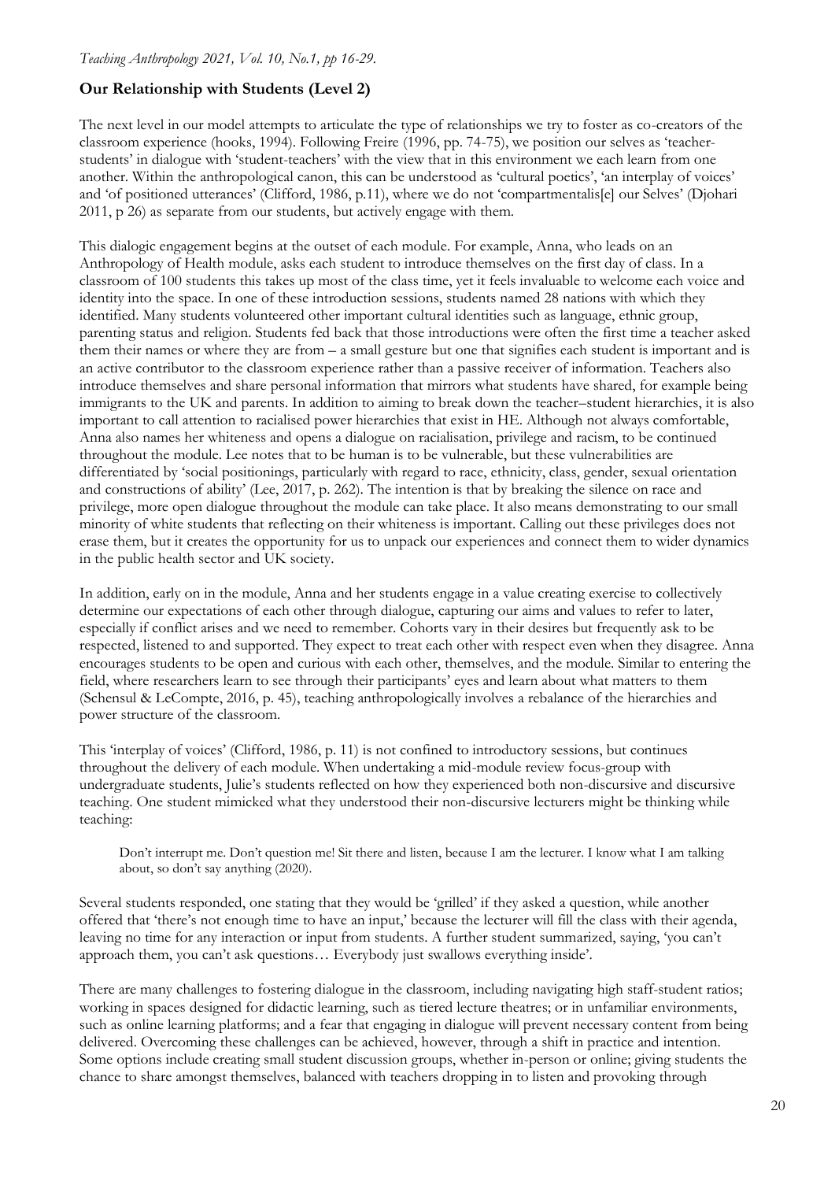## Our Relationship with Students (Level 2)

The next level in our model attempts to articulate the type of relationships we try to foster as co-creators of the classroom experience (hooks, 1994). Following Freire (1996, pp. 74-75), we position our selves as 'teacher-students' in dialogue with 'student-teachers' with the view that in this environment we each learn from one another. Within the anthropological canon, this can be understood as 'cultural poetics', 'an interplay of voices' and 'of positioned utterances' (Clifford, 1986, p.11), where we do not 'compartmentalis[e] our Selves' (Djohari 2011, p 26) as separate from our students, but actively engage with them.

This dialogic engagement begins at the outset of each module. For example, Anna, who leads on an Anthropology of Health module, asks each student to introduce themselves on the first day of class. In a classroom of 100 students this takes up most of the class time, yet it feels invaluable to welcome each voice and identity into the space. In one of these introduction sessions, students named 28 nations with which they identified. Many students volunteered other important cultural identities such as language, ethnic group, parenting status and religion. Students fed back that those introductions were often the first time a teacher asked them their names or where they are from – a small gesture but one that signifies each student is important and is an active contributor to the classroom experience rather than a passive receiver of information. Teachers also introduce themselves and share personal information that mirrors what students have shared, for example being immigrants to the UK and parents. In addition to aiming to break down the teacher–student hierarchies, it is also important to call attention to racialised power hierarchies that exist in HE. Although not always comfortable, Anna also names her whiteness and opens a dialogue on racialisation, privilege and racism, to be continued throughout the module. Lee notes that to be human is to be vulnerable, but these vulnerabilities are differentiated by 'social positionings, particularly with regard to race, ethnicity, class, gender, sexual orientation and constructions of ability' (Lee, 2017, p. 262). The intention is that by breaking the silence on race and privilege, more open dialogue throughout the module can take place. It also means demonstrating to our small minority of white students that reflecting on their whiteness is important. Calling out these privileges does not erase them, but it creates the opportunity for us to unpack our experiences and connect them to wider dynamics in the public health sector and UK society.

In addition, early on in the module, Anna and her students engage in a value creating exercise to collectively determine our expectations of each other through dialogue, capturing our aims and values to refer to later, especially if conflict arises and we need to remember. Cohorts vary in their desires but frequently ask to be respected, listened to and supported. They expect to treat each other with respect even when they disagree. Anna encourages students to be open and curious with each other, themselves, and the module. Similar to entering the field, where researchers learn to see through their participants' eyes and learn about what matters to them (Schensul & LeCompte, 2016, p. 45), teaching anthropologically involves a rebalance of the hierarchies and power structure of the classroom.

This 'interplay of voices' (Clifford, 1986, p. 11) is not confined to introductory sessions, but continues throughout the delivery of each module. When undertaking a mid-module review focus-group with undergraduate students, Julie's students reflected on how they experienced both non-discursive and discursive teaching. One student mimicked what they understood their non-discursive lecturers might be thinking while teaching:

> Don't interrupt me. Don't question me! Sit there and listen, because I am the lecturer. I know what I am talking about, so don't say anything (2020).

Several students responded, one stating that they would be 'grilled' if they asked a question, while another offered that 'there's not enough time to have an input,' because the lecturer will fill the class with their agenda, leaving no time for any interaction or input from students. A further student summarized, saying, 'you can't approach them, you can't ask questions… Everybody just swallows everything inside'.

There are many challenges to fostering dialogue in the classroom, including navigating high staff-student ratios; working in spaces designed for didactic learning, such as tiered lecture theatres; or in unfamiliar environments, such as online learning platforms; and a fear that engaging in dialogue will prevent necessary content from being delivered. Overcoming these challenges can be achieved, however, through a shift in practice and intention. Some options include creating small student discussion groups, whether in-person or online; giving students the chance to share amongst themselves, balanced with teachers dropping in to listen and provoking through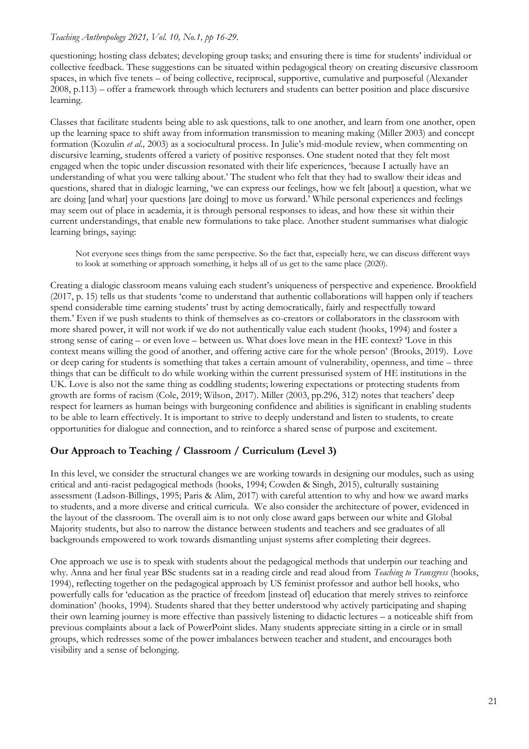questioning; hosting class debates; developing group tasks; and ensuring there is time for students' individual or collective feedback. These suggestions can be situated within pedagogical theory on creating discursive classroom spaces, in which five tenets – of being collective, reciprocal, supportive, cumulative and purposeful (Alexander 2008, p.113) – offer a framework through which lecturers and students can better position and place discursive learning.

Classes that facilitate students being able to ask questions, talk to one another, and learn from one another, open up the learning space to shift away from information transmission to meaning making (Miller 2003) and concept formation (Kozulin *et al.,* 2003) as a sociocultural process. In Julie's mid-module review, when commenting on discursive learning, students offered a variety of positive responses. One student noted that they felt most engaged when the topic under discussion resonated with their life experiences, 'because I actually have an understanding of what you were talking about.' The student who felt that they had to swallow their ideas and questions, shared that in dialogic learning, 'we can express our feelings, how we felt [about] a question, what we are doing [and what] your questions [are doing] to move us forward.' While personal experiences and feelings may seem out of place in academia, it is through personal responses to ideas, and how these sit within their current understandings, that enable new formulations to take place. Another student summarises what dialogic learning brings, saying:

> Not everyone sees things from the same perspective. So the fact that, especially here, we can discuss different ways to look at something or approach something, it helps all of us get to the same place (2020).

Creating a dialogic classroom means valuing each student's uniqueness of perspective and experience. Brookfield (2017, p. 15) tells us that students 'come to understand that authentic collaborations will happen only if teachers spend considerable time earning students' trust by acting democratically, fairly and respectfully toward them.' Even if we push students to think of themselves as co-creators or collaborators in the classroom with more shared power, it will not work if we do not authentically value each student (hooks, 1994) and foster a strong sense of caring – or even love – between us. What does love mean in the HE context? 'Love in this context means willing the good of another, and offering active care for the whole person' (Brooks, 2019). Love or deep caring for students is something that takes a certain amount of vulnerability, openness, and time – three things that can be difficult to do while working within the current pressurised system of HE institutions in the UK. Love is also not the same thing as coddling students; lowering expectations or protecting students from growth are forms of racism (Cole, 2019; Wilson, 2017). Miller (2003, pp.296, 312) notes that teachers' deep respect for learners as human beings with burgeoning confidence and abilities is significant in enabling students to be able to learn effectively. It is important to strive to deeply understand and listen to students, to create opportunities for dialogue and connection, and to reinforce a shared sense of purpose and excitement.

## Our Approach to Teaching / Classroom / Curriculum (Level 3)

In this level, we consider the structural changes we are working towards in designing our modules, such as using critical and anti-racist pedagogical methods (hooks, 1994; Cowden & Singh, 2015), culturally sustaining assessment (Ladson-Billings, 1995; Paris & Alim, 2017) with careful attention to why and how we award marks to students, and a more diverse and critical curricula. We also consider the architecture of power, evidenced in the layout of the classroom. The overall aim is to not only close award gaps between our white and Global Majority students, but also to narrow the distance between students and teachers and see graduates of all backgrounds empowered to work towards dismantling unjust systems after completing their degrees.

One approach we use is to speak with students about the pedagogical methods that underpin our teaching and why. Anna and her final year BSc students sat in a reading circle and read aloud from *Teaching to Transgress* (hooks, 1994), reflecting together on the pedagogical approach by US feminist professor and author bell hooks, who powerfully calls for 'education as the practice of freedom [instead of] education that merely strives to reinforce domination' (hooks, 1994). Students shared that they better understood why actively participating and shaping their own learning journey is more effective than passively listening to didactic lectures – a noticeable shift from previous complaints about a lack of PowerPoint slides. Many students appreciate sitting in a circle or in small groups, which redresses some of the power imbalances between teacher and student, and encourages both visibility and a sense of belonging.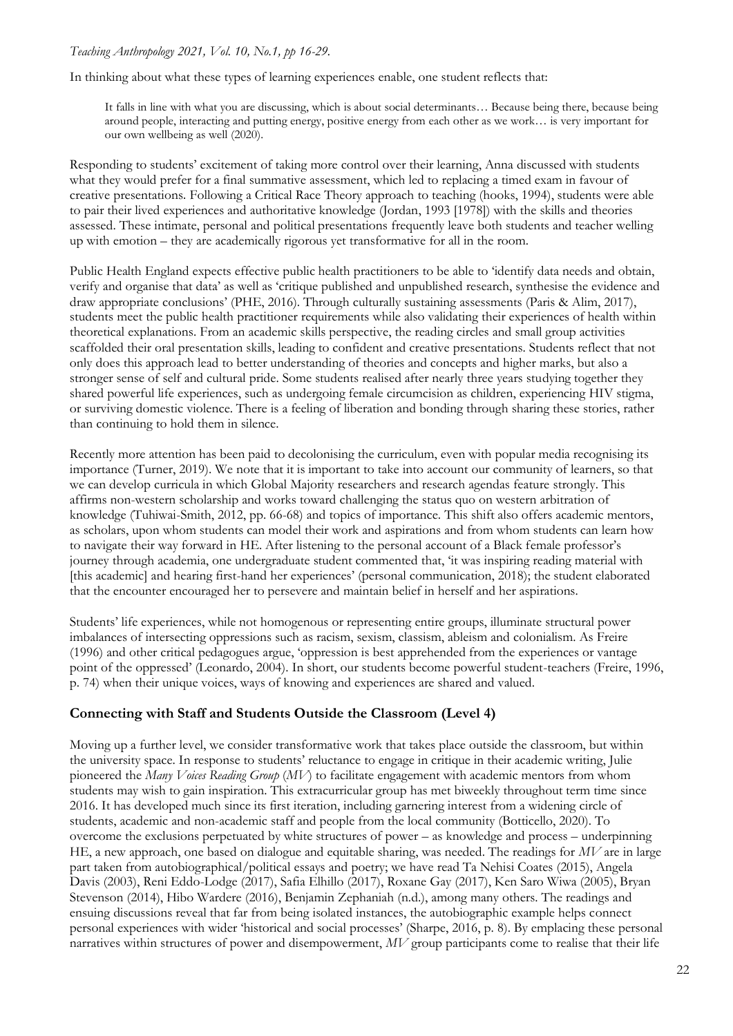In thinking about what these types of learning experiences enable, one student reflects that:

> It falls in line with what you are discussing, which is about social determinants… Because being there, because being around people, interacting and putting energy, positive energy from each other as we work… is very important for our own wellbeing as well (2020).

Responding to students' excitement of taking more control over their learning, Anna discussed with students what they would prefer for a final summative assessment, which led to replacing a timed exam in favour of creative presentations. Following a Critical Race Theory approach to teaching (hooks, 1994), students were able to pair their lived experiences and authoritative knowledge (Jordan, 1993 [1978]) with the skills and theories assessed. These intimate, personal and political presentations frequently leave both students and teacher welling up with emotion – they are academically rigorous yet transformative for all in the room.

Public Health England expects effective public health practitioners to be able to 'identify data needs and obtain, verify and organise that data' as well as 'critique published and unpublished research, synthesise the evidence and draw appropriate conclusions' (PHE, 2016). Through culturally sustaining assessments (Paris & Alim, 2017), students meet the public health practitioner requirements while also validating their experiences of health within theoretical explanations. From an academic skills perspective, the reading circles and small group activities scaffolded their oral presentation skills, leading to confident and creative presentations. Students reflect that not only does this approach lead to better understanding of theories and concepts and higher marks, but also a stronger sense of self and cultural pride. Some students realised after nearly three years studying together they shared powerful life experiences, such as undergoing female circumcision as children, experiencing HIV stigma, or surviving domestic violence. There is a feeling of liberation and bonding through sharing these stories, rather than continuing to hold them in silence.

Recently more attention has been paid to decolonising the curriculum, even with popular media recognising its importance (Turner, 2019). We note that it is important to take into account our community of learners, so that we can develop curricula in which Global Majority researchers and research agendas feature strongly. This affirms non-western scholarship and works toward challenging the status quo on western arbitration of knowledge (Tuhiwai-Smith, 2012, pp. 66-68) and topics of importance. This shift also offers academic mentors, as scholars, upon whom students can model their work and aspirations and from whom students can learn how to navigate their way forward in HE. After listening to the personal account of a Black female professor's journey through academia, one undergraduate student commented that, 'it was inspiring reading material with [this academic] and hearing first-hand her experiences' (personal communication, 2018); the student elaborated that the encounter encouraged her to persevere and maintain belief in herself and her aspirations.

Students' life experiences, while not homogenous or representing entire groups, illuminate structural power imbalances of intersecting oppressions such as racism, sexism, classism, ableism and colonialism. As Freire (1996) and other critical pedagogues argue, 'oppression is best apprehended from the experiences or vantage point of the oppressed' (Leonardo, 2004). In short, our students become powerful student-teachers (Freire, 1996, p. 74) when their unique voices, ways of knowing and experiences are shared and valued.

## Connecting with Staff and Students Outside the Classroom (Level 4)

Moving up a further level, we consider transformative work that takes place outside the classroom, but within the university space. In response to students' reluctance to engage in critique in their academic writing, Julie pioneered the *Many Voices Reading Group* (*MV*) to facilitate engagement with academic mentors from whom students may wish to gain inspiration. This extracurricular group has met biweekly throughout term time since 2016. It has developed much since its first iteration, including garnering interest from a widening circle of students, academic and non-academic staff and people from the local community (Botticello, 2020). To overcome the exclusions perpetuated by white structures of power – as knowledge and process – underpinning HE, a new approach, one based on dialogue and equitable sharing, was needed. The readings for *MV* are in large part taken from autobiographical/political essays and poetry; we have read Ta Nehisi Coates (2015), Angela Davis (2003), Reni Eddo-Lodge (2017), Safia Elhillo (2017), Roxane Gay (2017), Ken Saro Wiwa (2005), Bryan Stevenson (2014), Hibo Wardere (2016), Benjamin Zephaniah (n.d.), among many others. The readings and ensuing discussions reveal that far from being isolated instances, the autobiographic example helps connect personal experiences with wider 'historical and social processes' (Sharpe, 2016, p. 8). By emplacing these personal narratives within structures of power and disempowerment, *MV* group participants come to realise that their life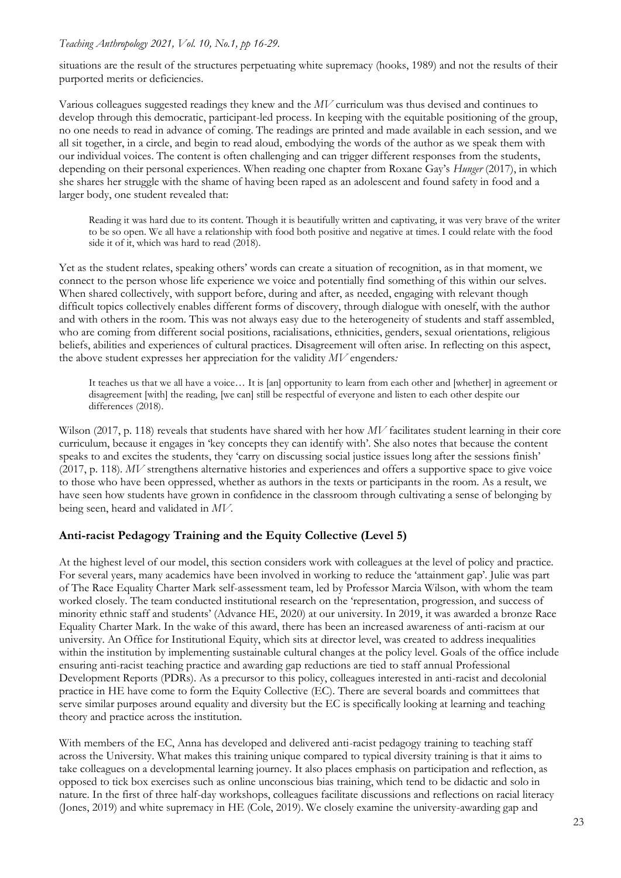situations are the result of the structures perpetuating white supremacy (hooks, 1989) and not the results of their purported merits or deficiencies.

Various colleagues suggested readings they knew and the *MV* curriculum was thus devised and continues to develop through this democratic, participant-led process. In keeping with the equitable positioning of the group, no one needs to read in advance of coming. The readings are printed and made available in each session, and we all sit together, in a circle, and begin to read aloud, embodying the words of the author as we speak them with our individual voices. The content is often challenging and can trigger different responses from the students, depending on their personal experiences. When reading one chapter from Roxane Gay's *Hunger* (2017), in which she shares her struggle with the shame of having been raped as an adolescent and found safety in food and a larger body, one student revealed that:

> Reading it was hard due to its content. Though it is beautifully written and captivating, it was very brave of the writer to be so open. We all have a relationship with food both positive and negative at times. I could relate with the food side it of it, which was hard to read (2018).

Yet as the student relates, speaking others' words can create a situation of recognition, as in that moment, we connect to the person whose life experience we voice and potentially find something of this within our selves. When shared collectively, with support before, during and after, as needed, engaging with relevant though difficult topics collectively enables different forms of discovery, through dialogue with oneself, with the author and with others in the room. This was not always easy due to the heterogeneity of students and staff assembled, who are coming from different social positions, racialisations, ethnicities, genders, sexual orientations, religious beliefs, abilities and experiences of cultural practices. Disagreement will often arise. In reflecting on this aspect, the above student expresses her appreciation for the validity *MV* engenders*:*

> It teaches us that we all have a voice… It is [an] opportunity to learn from each other and [whether] in agreement or disagreement [with] the reading, [we can] still be respectful of everyone and listen to each other despite our differences (2018).

Wilson (2017, p. 118) reveals that students have shared with her how *MV* facilitates student learning in their core curriculum, because it engages in 'key concepts they can identify with'. She also notes that because the content speaks to and excites the students, they 'carry on discussing social justice issues long after the sessions finish' (2017, p. 118). *MV* strengthens alternative histories and experiences and offers a supportive space to give voice to those who have been oppressed, whether as authors in the texts or participants in the room. As a result, we have seen how students have grown in confidence in the classroom through cultivating a sense of belonging by being seen, heard and validated in *MV*.

## Anti-racist Pedagogy Training and the Equity Collective (Level 5)

At the highest level of our model, this section considers work with colleagues at the level of policy and practice. For several years, many academics have been involved in working to reduce the 'attainment gap'. Julie was part of The Race Equality Charter Mark self-assessment team, led by Professor Marcia Wilson, with whom the team worked closely. The team conducted institutional research on the 'representation, progression, and success of minority ethnic staff and students' (Advance HE, 2020) at our university. In 2019, it was awarded a bronze Race Equality Charter Mark. In the wake of this award, there has been an increased awareness of anti-racism at our university. An Office for Institutional Equity, which sits at director level, was created to address inequalities within the institution by implementing sustainable cultural changes at the policy level. Goals of the office include ensuring anti-racist teaching practice and awarding gap reductions are tied to staff annual Professional Development Reports (PDRs). As a precursor to this policy, colleagues interested in anti-racist and decolonial practice in HE have come to form the Equity Collective (EC). There are several boards and committees that serve similar purposes around equality and diversity but the EC is specifically looking at learning and teaching theory and practice across the institution.

With members of the EC, Anna has developed and delivered anti-racist pedagogy training to teaching staff across the University. What makes this training unique compared to typical diversity training is that it aims to take colleagues on a developmental learning journey. It also places emphasis on participation and reflection, as opposed to tick box exercises such as online unconscious bias training, which tend to be didactic and solo in nature. In the first of three half-day workshops, colleagues facilitate discussions and reflections on racial literacy (Jones, 2019) and white supremacy in HE (Cole, 2019). We closely examine the university-awarding gap and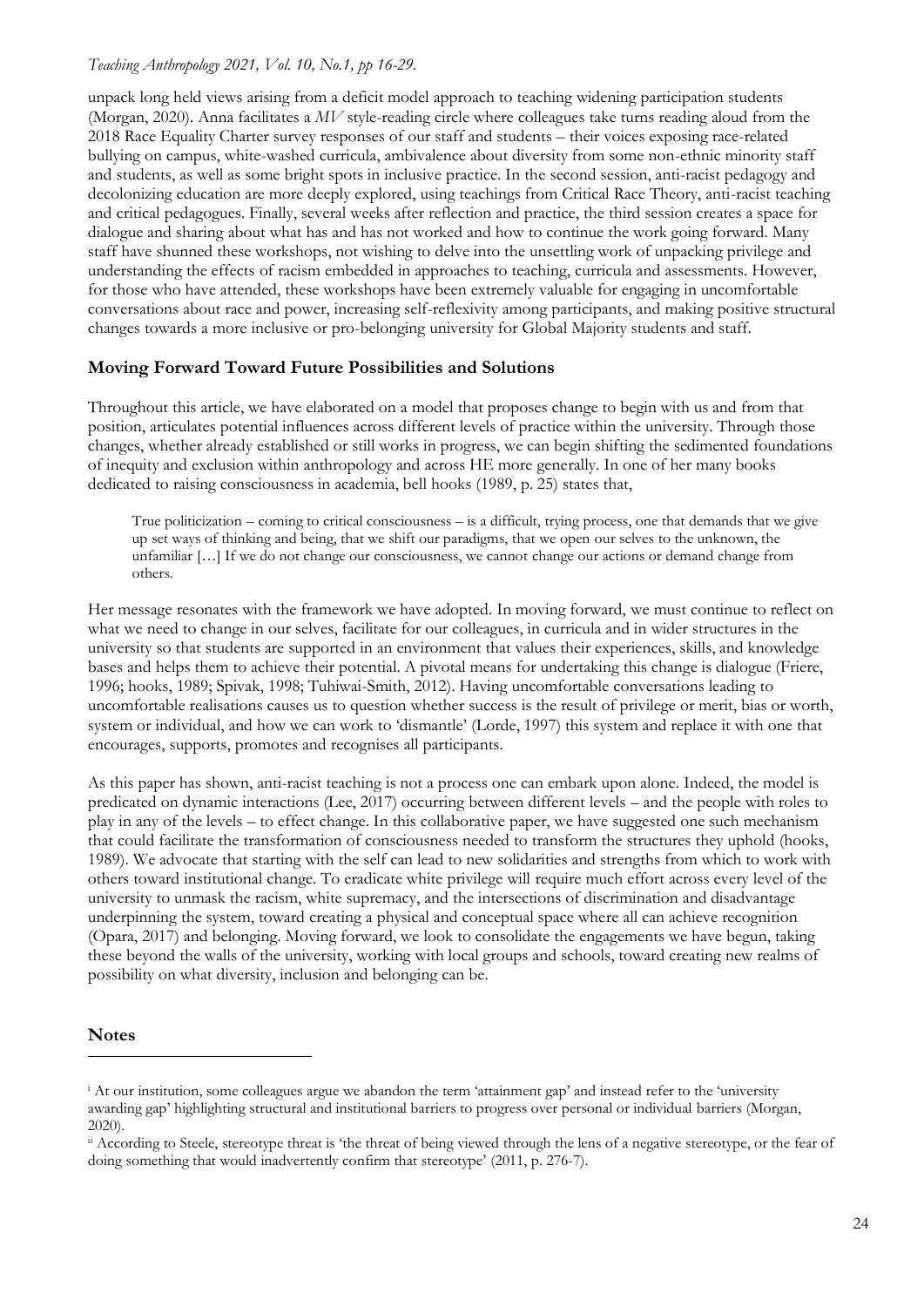unpack long held views arising from a deficit model approach to teaching widening participation students (Morgan, 2020). Anna facilitates a *MV* style-reading circle where colleagues take turns reading aloud from the 2018 Race Equality Charter survey responses of our staff and students – their voices exposing race-related bullying on campus, white-washed curricula, ambivalence about diversity from some non-ethnic minority staff and students, as well as some bright spots in inclusive practice. In the second session, anti-racist pedagogy and decolonizing education are more deeply explored, using teachings from Critical Race Theory, anti-racist teaching and critical pedagogues. Finally, several weeks after reflection and practice, the third session creates a space for dialogue and sharing about what has and has not worked and how to continue the work going forward. Many staff have shunned these workshops, not wishing to delve into the unsettling work of unpacking privilege and understanding the effects of racism embedded in approaches to teaching, curricula and assessments. However, for those who have attended, these workshops have been extremely valuable for engaging in uncomfortable conversations about race and power, increasing self-reflexivity among participants, and making positive structural changes towards a more inclusive or pro-belonging university for Global Majority students and staff.

### Moving Forward Toward Future Possibilities and Solutions

Throughout this article, we have elaborated on a model that proposes change to begin with us and from that position, articulates potential influences across different levels of practice within the university. Through those changes, whether already established or still works in progress, we can begin shifting the sedimented foundations of inequity and exclusion within anthropology and across HE more generally. In one of her many books dedicated to raising consciousness in academia, bell hooks (1989, p. 25) states that,

> True politicization – coming to critical consciousness – is a difficult, trying process, one that demands that we give up set ways of thinking and being, that we shift our paradigms, that we open our selves to the unknown, the unfamiliar […] If we do not change our consciousness, we cannot change our actions or demand change from others.

Her message resonates with the framework we have adopted. In moving forward, we must continue to reflect on what we need to change in our selves, facilitate for our colleagues, in curricula and in wider structures in the university so that students are supported in an environment that values their experiences, skills, and knowledge bases and helps them to achieve their potential. A pivotal means for undertaking this change is dialogue (Friere, 1996; hooks, 1989; Spivak, 1998; Tuhiwai-Smith, 2012). Having uncomfortable conversations leading to uncomfortable realisations causes us to question whether success is the result of privilege or merit, bias or worth, system or individual, and how we can work to 'dismantle' (Lorde, 1997) this system and replace it with one that encourages, supports, promotes and recognises all participants.

As this paper has shown, anti-racist teaching is not a process one can embark upon alone. Indeed, the model is predicated on dynamic interactions (Lee, 2017) occurring between different levels – and the people with roles to play in any of the levels – to effect change. In this collaborative paper, we have suggested one such mechanism that could facilitate the transformation of consciousness needed to transform the structures they uphold (hooks, 1989). We advocate that starting with the self can lead to new solidarities and strengths from which to work with others toward institutional change. To eradicate white privilege will require much effort across every level of the university to unmask the racism, white supremacy, and the intersections of discrimination and disadvantage underpinning the system, toward creating a physical and conceptual space where all can achieve recognition (Opara, 2017) and belonging. Moving forward, we look to consolidate the engagements we have begun, taking these beyond the walls of the university, working with local groups and schools, toward creating new realms of possibility on what diversity, inclusion and belonging can be.

### Notes

[i] At our institution, some colleagues argue we abandon the term 'attainment gap' and instead refer to the 'university awarding gap' highlighting structural and institutional barriers to progress over personal or individual barriers (Morgan, 2020).

[ii] According to Steele, stereotype threat is 'the threat of being viewed through the lens of a negative stereotype, or the fear of doing something that would inadvertently confirm that stereotype' (2011, p. 276-7).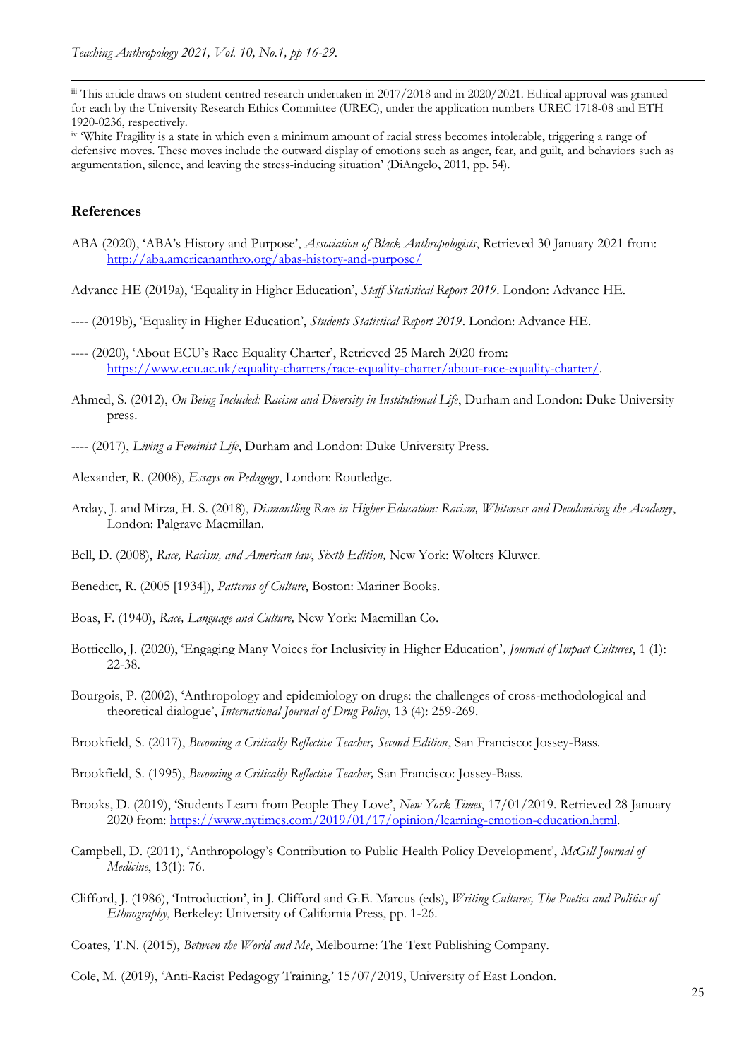[iii] This article draws on student centred research undertaken in 2017/2018 and in 2020/2021. Ethical approval was granted for each by the University Research Ethics Committee (UREC), under the application numbers UREC 1718-08 and ETH 1920-0236, respectively.

[iv] 'White Fragility is a state in which even a minimum amount of racial stress becomes intolerable, triggering a range of defensive moves. These moves include the outward display of emotions such as anger, fear, and guilt, and behaviors such as argumentation, silence, and leaving the stress-inducing situation' (DiAngelo, 2011, pp. 54).

## References

ABA (2020), 'ABA's History and Purpose', *Association of Black Anthropologists*, Retrieved 30 January 2021 from: http://aba.americananthro.org/abas-history-and-purpose/

Advance HE (2019a), 'Equality in Higher Education', *Staff Statistical Report 2019*. London: Advance HE.

---- (2019b), 'Equality in Higher Education', *Students Statistical Report 2019*. London: Advance HE.

---- (2020), 'About ECU's Race Equality Charter', Retrieved 25 March 2020 from: https://www.ecu.ac.uk/equality-charters/race-equality-charter/about-race-equality-charter/.

Ahmed, S. (2012), *On Being Included: Racism and Diversity in Institutional Life*, Durham and London: Duke University press.

---- (2017), *Living a Feminist Life*, Durham and London: Duke University Press.

Alexander, R. (2008), *Essays on Pedagogy*, London: Routledge.

Arday, J. and Mirza, H. S. (2018), *Dismantling Race in Higher Education: Racism, Whiteness and Decolonising the Academy*, London: Palgrave Macmillan.

Bell, D. (2008), *Race, Racism, and American law*, *Sixth Edition,* New York: Wolters Kluwer.

Benedict, R. (2005 [1934]), *Patterns of Culture*, Boston: Mariner Books.

Boas, F. (1940), *Race, Language and Culture,* New York: Macmillan Co.

Botticello, J. (2020), 'Engaging Many Voices for Inclusivity in Higher Education'*, Journal of Impact Cultures*, 1 (1): 22-38.

Bourgois, P. (2002), 'Anthropology and epidemiology on drugs: the challenges of cross-methodological and theoretical dialogue', *International Journal of Drug Policy*, 13 (4): 259-269.

Brookfield, S. (2017), *Becoming a Critically Reflective Teacher, Second Edition*, San Francisco: Jossey-Bass.

Brookfield, S. (1995), *Becoming a Critically Reflective Teacher,* San Francisco: Jossey-Bass.

Brooks, D. (2019), 'Students Learn from People They Love', *New York Times*, 17/01/2019. Retrieved 28 January 2020 from: https://www.nytimes.com/2019/01/17/opinion/learning-emotion-education.html.

Campbell, D. (2011), 'Anthropology's Contribution to Public Health Policy Development', *McGill Journal of Medicine*, 13(1): 76.

Clifford, J. (1986), 'Introduction', in J. Clifford and G.E. Marcus (eds), *Writing Cultures, The Poetics and Politics of Ethnography*, Berkeley: University of California Press, pp. 1-26.

Coates, T.N. (2015), *Between the World and Me*, Melbourne: The Text Publishing Company.

Cole, M. (2019), 'Anti-Racist Pedagogy Training,' 15/07/2019, University of East London.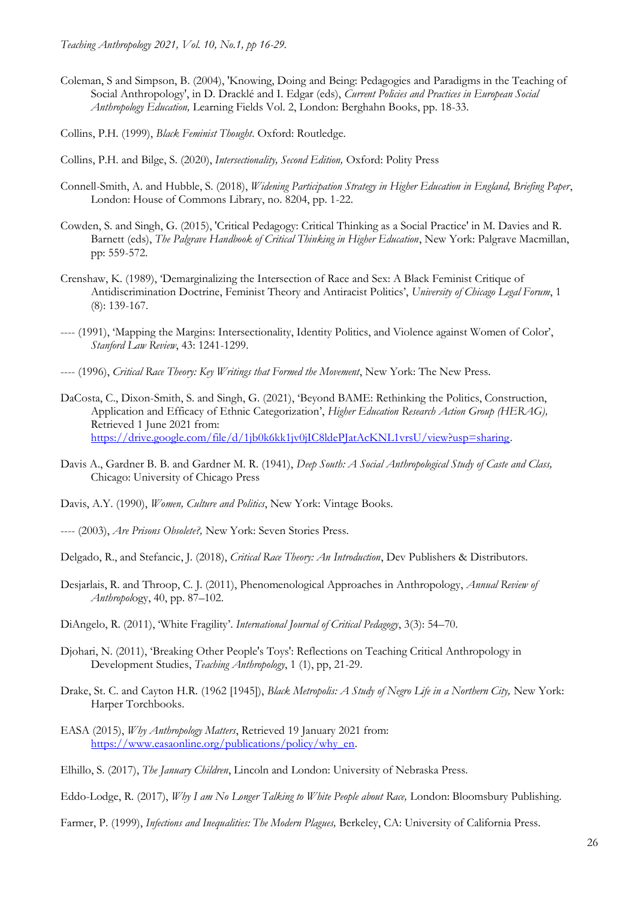Coleman, S and Simpson, B. (2004), 'Knowing, Doing and Being: Pedagogies and Paradigms in the Teaching of Social Anthropology', in D. Dracklé and I. Edgar (eds), *Current Policies and Practices in European Social Anthropology Education,* Learning Fields Vol. 2, London: Berghahn Books, pp. 18-33.

Collins, P.H. (1999), *Black Feminist Thought*. Oxford: Routledge.

Collins, P.H. and Bilge, S. (2020), *Intersectionality, Second Edition,* Oxford: Polity Press

Connell-Smith, A. and Hubble, S. (2018), *Widening Participation Strategy in Higher Education in England, Briefing Paper*, London: House of Commons Library, no. 8204, pp. 1-22.

Cowden, S. and Singh, G. (2015), 'Critical Pedagogy: Critical Thinking as a Social Practice' in M. Davies and R. Barnett (eds), *The Palgrave Handbook of Critical Thinking in Higher Education*, New York: Palgrave Macmillan, pp: 559-572.

Crenshaw, K. (1989), 'Demarginalizing the Intersection of Race and Sex: A Black Feminist Critique of Antidiscrimination Doctrine, Feminist Theory and Antiracist Politics', *University of Chicago Legal Forum*, 1 (8): 139-167.

---- (1991), 'Mapping the Margins: Intersectionality, Identity Politics, and Violence against Women of Color', *Stanford Law Review*, 43: 1241-1299.

---- (1996), *Critical Race Theory: Key Writings that Formed the Movement*, New York: The New Press.

DaCosta, C., Dixon-Smith, S. and Singh, G. (2021), 'Beyond BAME: Rethinking the Politics, Construction, Application and Efficacy of Ethnic Categorization', *Higher Education Research Action Group (HERAG),* Retrieved 1 June 2021 from: https://drive.google.com/file/d/1jb0k6kk1jv0jIC8ldePJatAcKNL1vrsU/view?usp=sharing.

Davis A., Gardner B. B. and Gardner M. R. (1941), *Deep South: A Social Anthropological Study of Caste and Class,* Chicago: University of Chicago Press

Davis, A.Y. (1990), *Women, Culture and Politics*, New York: Vintage Books.

---- (2003), *Are Prisons Obsolete?,* New York: Seven Stories Press.

Delgado, R., and Stefancic, J. (2018), *Critical Race Theory: An Introduction*, Dev Publishers & Distributors.

Desjarlais, R. and Throop, C. J. (2011), Phenomenological Approaches in Anthropology, *Annual Review of Anthropology*, 40, pp. 87–102.

DiAngelo, R. (2011), 'White Fragility'. *International Journal of Critical Pedagogy*, 3(3): 54–70.

Djohari, N. (2011), 'Breaking Other People's Toys': Reflections on Teaching Critical Anthropology in Development Studies, *Teaching Anthropology*, 1 (1), pp, 21-29.

Drake, St. C. and Cayton H.R. (1962 [1945]), *Black Metropolis: A Study of Negro Life in a Northern City,* New York: Harper Torchbooks.

EASA (2015), *Why Anthropology Matters*, Retrieved 19 January 2021 from: https://www.easaonline.org/publications/policy/why_en.

Elhillo, S. (2017), *The January Children*, Lincoln and London: University of Nebraska Press.

Eddo-Lodge, R. (2017), *Why I am No Longer Talking to White People about Race,* London: Bloomsbury Publishing.

Farmer, P. (1999), *Infections and Inequalities: The Modern Plagues,* Berkeley, CA: University of California Press.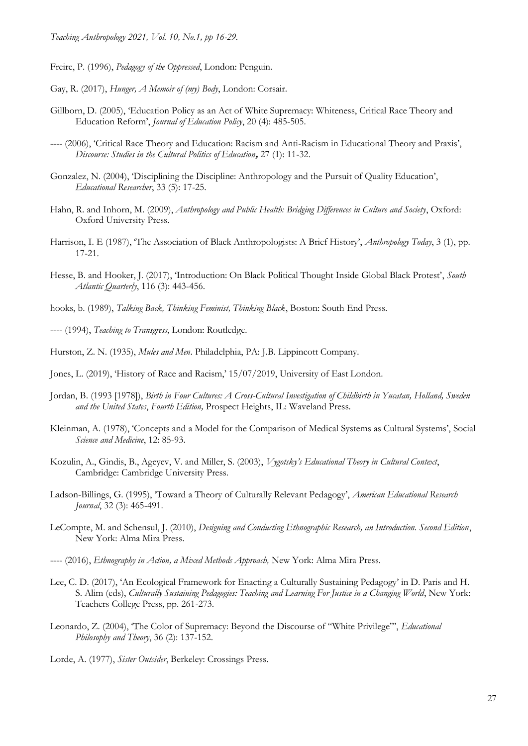Freire, P. (1996), *Pedagogy of the Oppressed*, London: Penguin.

Gay, R. (2017), *Hunger, A Memoir of (my) Body*, London: Corsair.

Gillborn, D. (2005), 'Education Policy as an Act of White Supremacy: Whiteness, Critical Race Theory and Education Reform', *Journal of Education Policy*, 20 (4): 485-505.

---- (2006), 'Critical Race Theory and Education: Racism and Anti-Racism in Educational Theory and Praxis', *Discourse: Studies in the Cultural Politics of Education***,** 27 (1): 11-32.

Gonzalez, N. (2004), 'Disciplining the Discipline: Anthropology and the Pursuit of Quality Education', *Educational Researcher*, 33 (5): 17-25.

Hahn, R. and Inhorn, M. (2009), *Anthropology and Public Health: Bridging Differences in Culture and Society*, Oxford: Oxford University Press.

Harrison, I. E (1987), 'The Association of Black Anthropologists: A Brief History', *Anthropology Today*, 3 (1), pp. 17-21.

Hesse, B. and Hooker, J. (2017), 'Introduction: On Black Political Thought Inside Global Black Protest', *South Atlantic Quarterly*, 116 (3): 443-456.

hooks, b. (1989), *Talking Back, Thinking Feminist, Thinking Black*, Boston: South End Press.

---- (1994), *Teaching to Transgress*, London: Routledge.

Hurston, Z. N. (1935), *Mules and Men*. Philadelphia, PA: J.B. Lippincott Company.

Jones, L. (2019), 'History of Race and Racism,' 15/07/2019, University of East London.

Jordan, B. (1993 [1978]), *Birth in Four Cultures: A Cross-Cultural Investigation of Childbirth in Yucatan, Holland, Sweden and the United States*, *Fourth Edition,* Prospect Heights, IL: Waveland Press.

Kleinman, A. (1978), 'Concepts and a Model for the Comparison of Medical Systems as Cultural Systems', Social *Science and Medicine*, 12: 85-93.

Kozulin, A., Gindis, B., Ageyev, V. and Miller, S. (2003), *Vygotsky's Educational Theory in Cultural Context*, Cambridge: Cambridge University Press.

Ladson-Billings, G. (1995), 'Toward a Theory of Culturally Relevant Pedagogy', *American Educational Research Journal*, 32 (3): 465-491.

LeCompte, M. and Schensul, J. (2010), *Designing and Conducting Ethnographic Research, an Introduction. Second Edition*, New York: Alma Mira Press.

---- (2016), *Ethnography in Action, a Mixed Methods Approach,* New York: Alma Mira Press.

Lee, C. D. (2017), 'An Ecological Framework for Enacting a Culturally Sustaining Pedagogy' in D. Paris and H. S. Alim (eds), *Culturally Sustaining Pedagogies: Teaching and Learning For Justice in a Changing World*, New York: Teachers College Press, pp. 261-273.

Leonardo, Z. (2004), 'The Color of Supremacy: Beyond the Discourse of "White Privilege"', *Educational Philosophy and Theory*, 36 (2): 137-152.

Lorde, A. (1977), *Sister Outsider*, Berkeley: Crossings Press.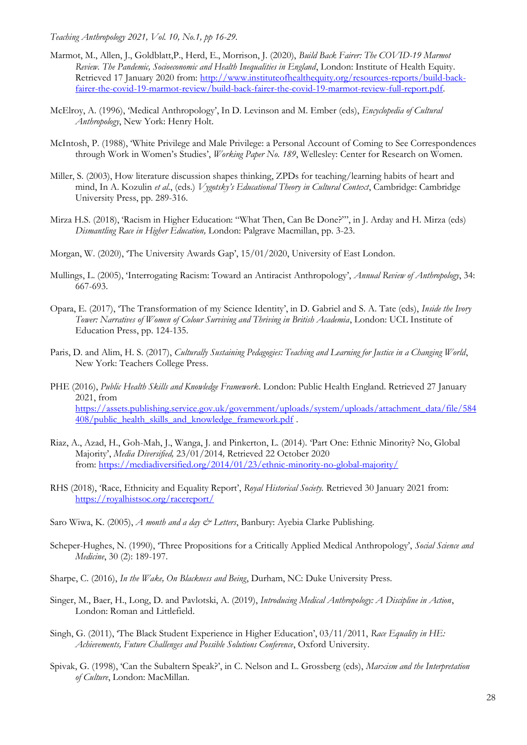Marmot, M., Allen, J., Goldblatt,P., Herd, E., Morrison, J. (2020), *Build Back Fairer: The COVID-19 Marmot Review. The Pandemic, Socioeconomic and Health Inequalities in England*, London: Institute of Health Equity. Retrieved 17 January 2020 from: http://www.instituteofhealthequity.org/resources-reports/build-back-fairer-the-covid-19-marmot-review/build-back-fairer-the-covid-19-marmot-review-full-report.pdf.

McElroy, A. (1996), 'Medical Anthropology', In D. Levinson and M. Ember (eds), *Encyclopedia of Cultural Anthropology*, New York: Henry Holt.

McIntosh, P. (1988), 'White Privilege and Male Privilege: a Personal Account of Coming to See Correspondences through Work in Women's Studies', *Working Paper No. 189*, Wellesley: Center for Research on Women.

Miller, S. (2003), How literature discussion shapes thinking, ZPDs for teaching/learning habits of heart and mind, In A. Kozulin *et al*., (eds.) *Vygotsky's Educational Theory in Cultural Context*, Cambridge: Cambridge University Press, pp. 289-316.

Mirza H.S. (2018), 'Racism in Higher Education: "What Then, Can Be Done?"', in J. Arday and H. Mirza (eds) *Dismantling Race in Higher Education,* London: Palgrave Macmillan, pp. 3-23.

Morgan, W. (2020), 'The University Awards Gap', 15/01/2020, University of East London.

Mullings, L. (2005), 'Interrogating Racism: Toward an Antiracist Anthropology', *Annual Review of Anthropology*, 34: 667-693.

Opara, E. (2017), 'The Transformation of my Science Identity', in D. Gabriel and S. A. Tate (eds), *Inside the Ivory Tower: Narratives of Women of Colour Surviving and Thriving in British Academia*, London: UCL Institute of Education Press, pp. 124-135.

Paris, D. and Alim, H. S. (2017), *Culturally Sustaining Pedagogies: Teaching and Learning for Justice in a Changing World*, New York: Teachers College Press.

PHE (2016), *Public Health Skills and Knowledge Framework*. London: Public Health England. Retrieved 27 January 2021, from https://assets.publishing.service.gov.uk/government/uploads/system/uploads/attachment_data/file/584408/public_health_skills_and_knowledge_framework.pdf .

Riaz, A., Azad, H., Goh-Mah, J., Wanga, J. and Pinkerton, L. (2014). 'Part One: Ethnic Minority? No, Global Majority', *Media Diversified,* 23/01/2014*,* Retrieved 22 October 2020 from: https://mediadiversified.org/2014/01/23/ethnic-minority-no-global-majority/

RHS (2018), 'Race, Ethnicity and Equality Report', *Royal Historical Society.* Retrieved 30 January 2021 from: https://royalhistsoc.org/racereport/

Saro Wiwa, K. (2005), *A month and a day & Letters*, Banbury: Ayebia Clarke Publishing.

Scheper-Hughes, N. (1990), 'Three Propositions for a Critically Applied Medical Anthropology', *Social Science and Medicine*, 30 (2): 189-197.

Sharpe, C. (2016), *In the Wake, On Blackness and Being*, Durham, NC: Duke University Press.

Singer, M., Baer, H., Long, D. and Pavlotski, A. (2019), *Introducing Medical Anthropology: A Discipline in Action*, London: Roman and Littlefield.

Singh, G. (2011), 'The Black Student Experience in Higher Education', 03/11/2011, *Race Equality in HE: Achievements, Future Challenges and Possible Solutions Conference*, Oxford University.

Spivak, G. (1998), 'Can the Subaltern Speak?', in C. Nelson and L. Grossberg (eds), *Marxism and the Interpretation of Culture*, London: MacMillan.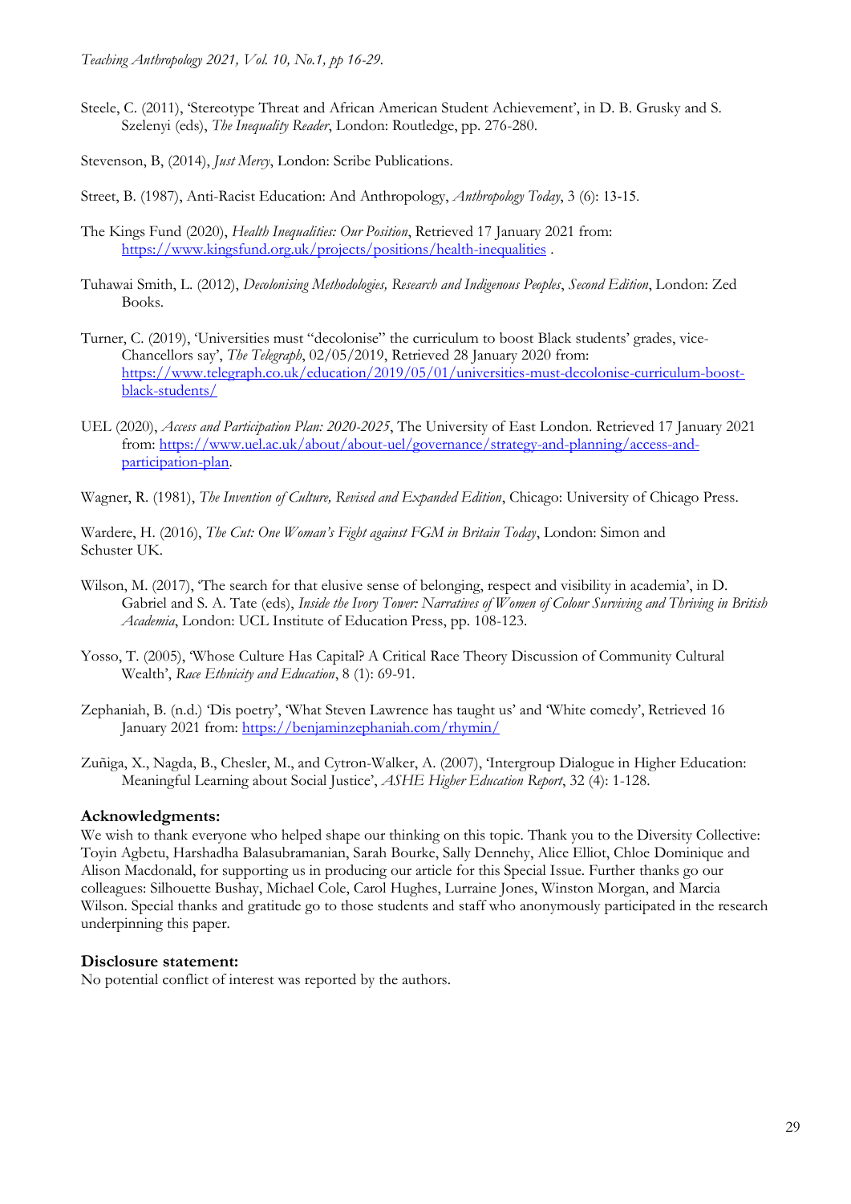Steele, C. (2011), 'Stereotype Threat and African American Student Achievement', in D. B. Grusky and S. Szelenyi (eds), *The Inequality Reader*, London: Routledge, pp. 276-280.

Stevenson, B, (2014), *Just Mercy*, London: Scribe Publications.

Street, B. (1987), Anti-Racist Education: And Anthropology, *Anthropology Today*, 3 (6): 13-15.

The Kings Fund (2020), *Health Inequalities: Our Position*, Retrieved 17 January 2021 from: https://www.kingsfund.org.uk/projects/positions/health-inequalities .

Tuhawai Smith, L. (2012), *Decolonising Methodologies, Research and Indigenous Peoples*, *Second Edition*, London: Zed Books.

Turner, C. (2019), 'Universities must "decolonise" the curriculum to boost Black students' grades, vice-Chancellors say', *The Telegraph*, 02/05/2019, Retrieved 28 January 2020 from: https://www.telegraph.co.uk/education/2019/05/01/universities-must-decolonise-curriculum-boost-black-students/

UEL (2020), *Access and Participation Plan: 2020-2025*, The University of East London. Retrieved 17 January 2021 from: https://www.uel.ac.uk/about/about-uel/governance/strategy-and-planning/access-and-participation-plan.

Wagner, R. (1981), *The Invention of Culture, Revised and Expanded Edition*, Chicago: University of Chicago Press.

Wardere, H. (2016), *The Cut: One Woman's Fight against FGM in Britain Today*, London: Simon and Schuster UK.

Wilson, M. (2017), 'The search for that elusive sense of belonging, respect and visibility in academia', in D. Gabriel and S. A. Tate (eds), *Inside the Ivory Tower: Narratives of Women of Colour Surviving and Thriving in British Academia*, London: UCL Institute of Education Press, pp. 108-123.

Yosso, T. (2005), 'Whose Culture Has Capital? A Critical Race Theory Discussion of Community Cultural Wealth', *Race Ethnicity and Education*, 8 (1): 69-91.

Zephaniah, B. (n.d.) 'Dis poetry', 'What Steven Lawrence has taught us' and 'White comedy', Retrieved 16 January 2021 from: https://benjaminzephaniah.com/rhymin/

Zuñiga, X., Nagda, B., Chesler, M., and Cytron-Walker, A. (2007), 'Intergroup Dialogue in Higher Education: Meaningful Learning about Social Justice', *ASHE Higher Education Report*, 32 (4): 1-128.

**Acknowledgments:**

We wish to thank everyone who helped shape our thinking on this topic. Thank you to the Diversity Collective: Toyin Agbetu, Harshadha Balasubramanian, Sarah Bourke, Sally Dennehy, Alice Elliot, Chloe Dominique and Alison Macdonald, for supporting us in producing our article for this Special Issue. Further thanks go our colleagues: Silhouette Bushay, Michael Cole, Carol Hughes, Lurraine Jones, Winston Morgan, and Marcia Wilson. Special thanks and gratitude go to those students and staff who anonymously participated in the research underpinning this paper.

**Disclosure statement:**

No potential conflict of interest was reported by the authors.